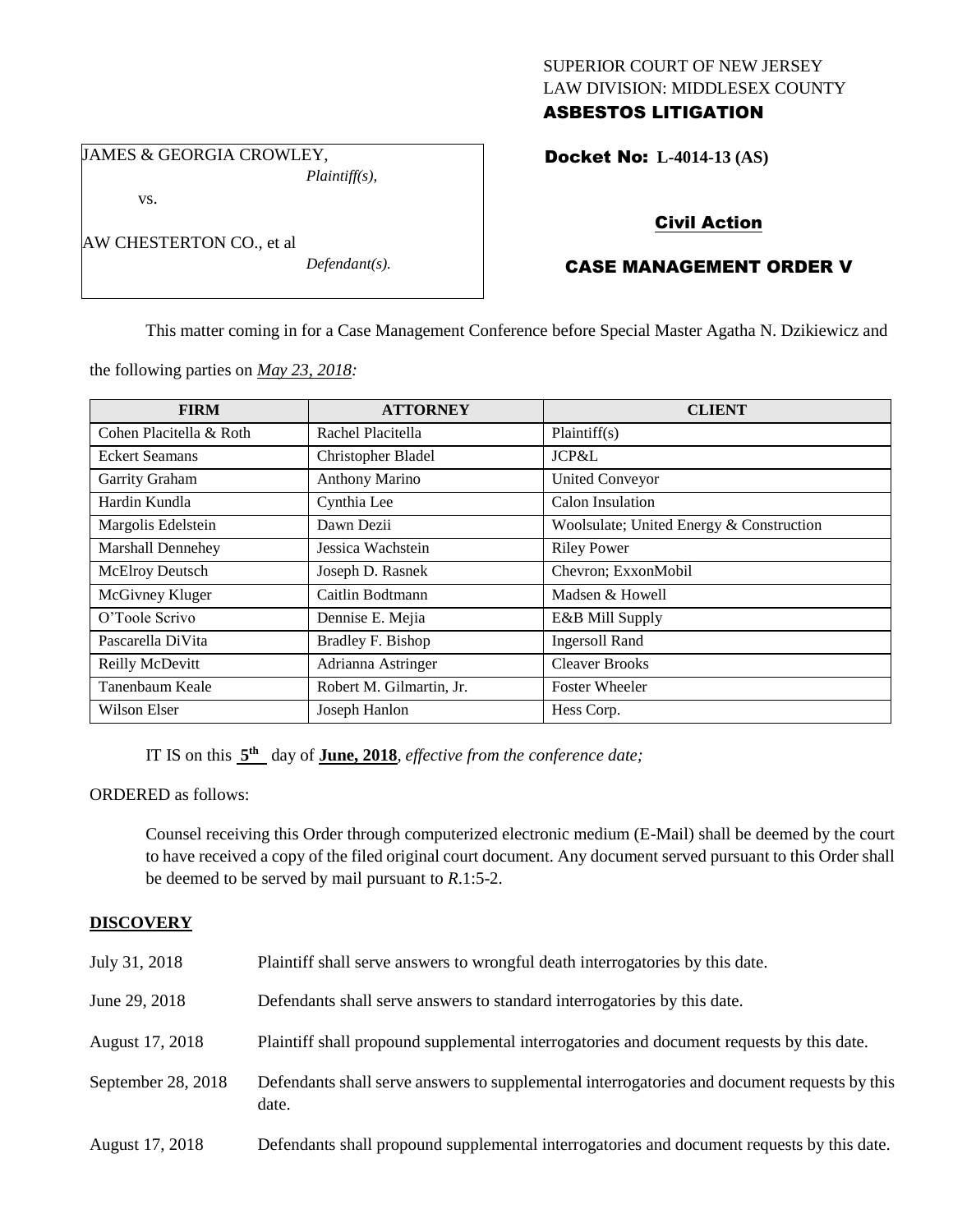SUPERIOR COURT OF NEW JERSEY
LAW DIVISION: MIDDLESEX COUNTY
**ASBESTOS LITIGATION**

JAMES & GEORGIA CROWLEY,
*Plaintiff(s),*

vs.

AW CHESTERTON CO., et al
*Defendant(s).*

**Docket No: L-4014-13 (AS)**

**Civil Action**

**CASE MANAGEMENT ORDER V**

This matter coming in for a Case Management Conference before Special Master Agatha N. Dzikiewicz and the following parties on *May 23, 2018:*

| FIRM | ATTORNEY | CLIENT |
|---|---|---|
| Cohen Placitella & Roth | Rachel Placitella | Plaintiff(s) |
| Eckert Seamans | Christopher Bladel | JCP&L |
| Garrity Graham | Anthony Marino | United Conveyor |
| Hardin Kundla | Cynthia Lee | Calon Insulation |
| Margolis Edelstein | Dawn Dezii | Woolsulate; United Energy & Construction |
| Marshall Dennehey | Jessica Wachstein | Riley Power |
| McElroy Deutsch | Joseph D. Rasnek | Chevron; ExxonMobil |
| McGivney Kluger | Caitlin Bodtmann | Madsen & Howell |
| O'Toole Scrivo | Dennise E. Mejia | E&B Mill Supply |
| Pascarella DiVita | Bradley F. Bishop | Ingersoll Rand |
| Reilly McDevitt | Adrianna Astringer | Cleaver Brooks |
| Tanenbaum Keale | Robert M. Gilmartin, Jr. | Foster Wheeler |
| Wilson Elser | Joseph Hanlon | Hess Corp. |

IT IS on this **5th** day of **June, 2018**, *effective from the conference date;*

ORDERED as follows:

Counsel receiving this Order through computerized electronic medium (E-Mail) shall be deemed by the court to have received a copy of the filed original court document. Any document served pursuant to this Order shall be deemed to be served by mail pursuant to *R*.1:5-2.

**DISCOVERY**

| | |
|---|---|
| July 31, 2018 | Plaintiff shall serve answers to wrongful death interrogatories by this date. |
| June 29, 2018 | Defendants shall serve answers to standard interrogatories by this date. |
| August 17, 2018 | Plaintiff shall propound supplemental interrogatories and document requests by this date. |
| September 28, 2018 | Defendants shall serve answers to supplemental interrogatories and document requests by this date. |
| August 17, 2018 | Defendants shall propound supplemental interrogatories and document requests by this date. |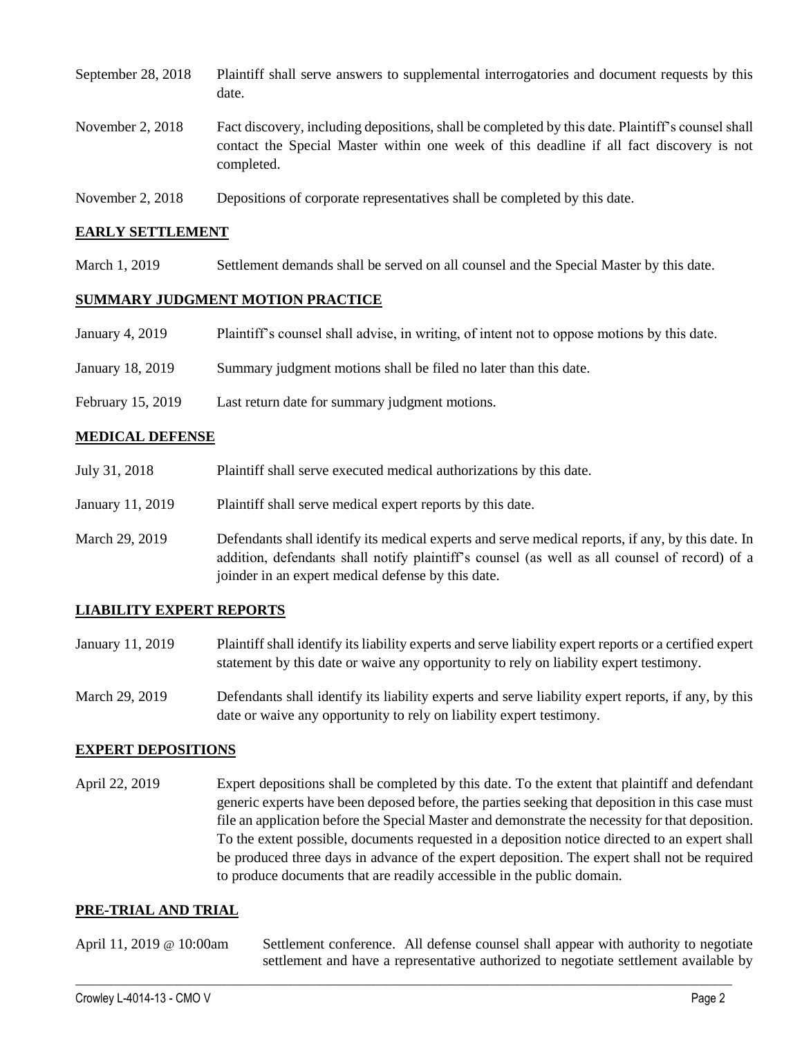September 28, 2018 Plaintiff shall serve answers to supplemental interrogatories and document requests by this date.

November 2, 2018 Fact discovery, including depositions, shall be completed by this date. Plaintiff's counsel shall contact the Special Master within one week of this deadline if all fact discovery is not completed.

November 2, 2018 Depositions of corporate representatives shall be completed by this date.

## EARLY SETTLEMENT

March 1, 2019 Settlement demands shall be served on all counsel and the Special Master by this date.

## SUMMARY JUDGMENT MOTION PRACTICE

January 4, 2019 Plaintiff's counsel shall advise, in writing, of intent not to oppose motions by this date.

January 18, 2019 Summary judgment motions shall be filed no later than this date.

February 15, 2019 Last return date for summary judgment motions.

## MEDICAL DEFENSE

July 31, 2018 Plaintiff shall serve executed medical authorizations by this date.

January 11, 2019 Plaintiff shall serve medical expert reports by this date.

March 29, 2019 Defendants shall identify its medical experts and serve medical reports, if any, by this date. In addition, defendants shall notify plaintiff's counsel (as well as all counsel of record) of a joinder in an expert medical defense by this date.

## LIABILITY EXPERT REPORTS

January 11, 2019 Plaintiff shall identify its liability experts and serve liability expert reports or a certified expert statement by this date or waive any opportunity to rely on liability expert testimony.

March 29, 2019 Defendants shall identify its liability experts and serve liability expert reports, if any, by this date or waive any opportunity to rely on liability expert testimony.

## EXPERT DEPOSITIONS

April 22, 2019 Expert depositions shall be completed by this date. To the extent that plaintiff and defendant generic experts have been deposed before, the parties seeking that deposition in this case must file an application before the Special Master and demonstrate the necessity for that deposition. To the extent possible, documents requested in a deposition notice directed to an expert shall be produced three days in advance of the expert deposition. The expert shall not be required to produce documents that are readily accessible in the public domain.

## PRE-TRIAL AND TRIAL

April 11, 2019 @ 10:00am Settlement conference. All defense counsel shall appear with authority to negotiate settlement and have a representative authorized to negotiate settlement available by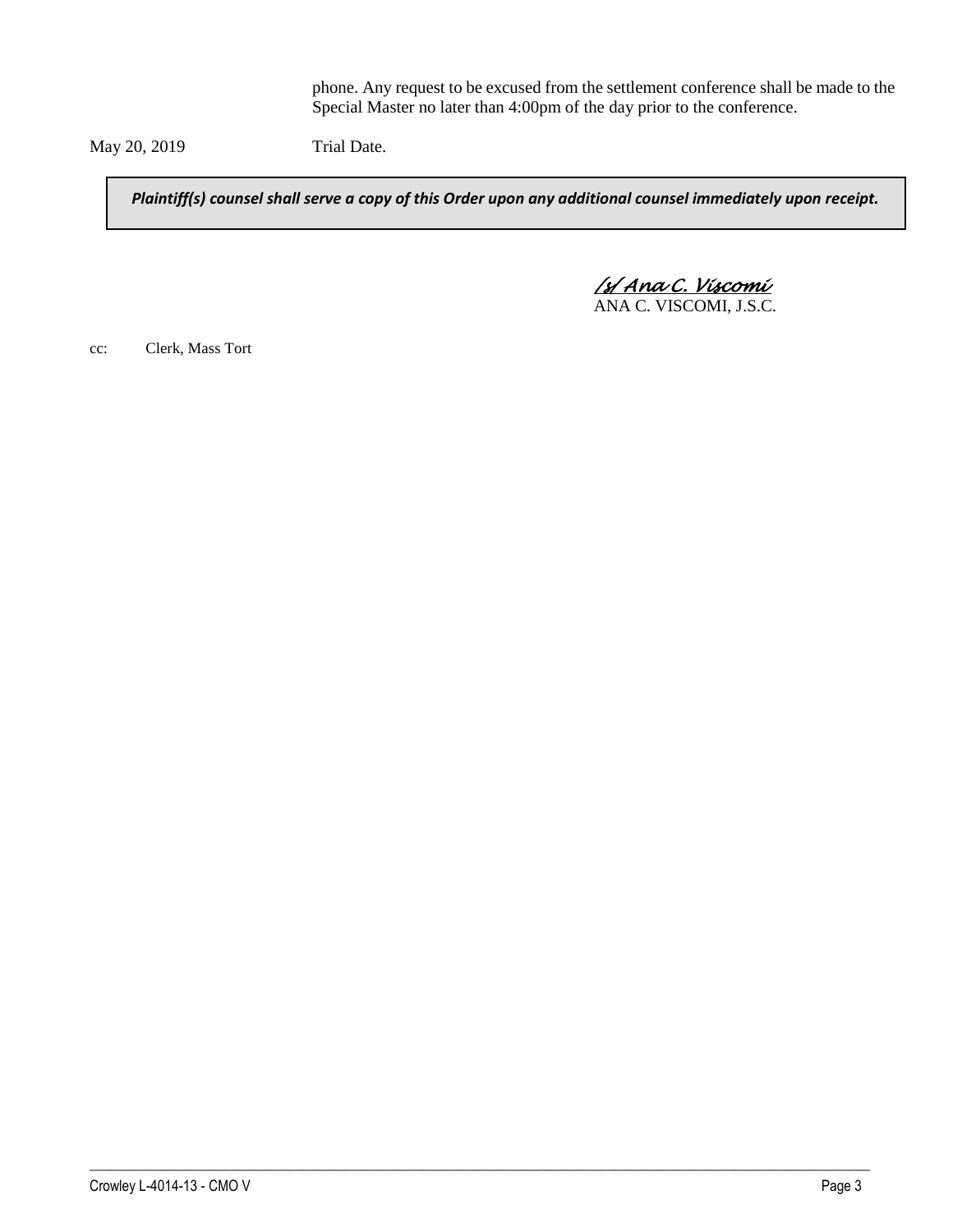phone. Any request to be excused from the settlement conference shall be made to the Special Master no later than 4:00pm of the day prior to the conference.

| | |
|---|---|
| May 20, 2019 | Trial Date. |

***Plaintiff(s) counsel shall serve a copy of this Order upon any additional counsel immediately upon receipt.***

*/s/ Ana C. Viscomi*
ANA C. VISCOMI, J.S.C.

cc: Clerk, Mass Tort